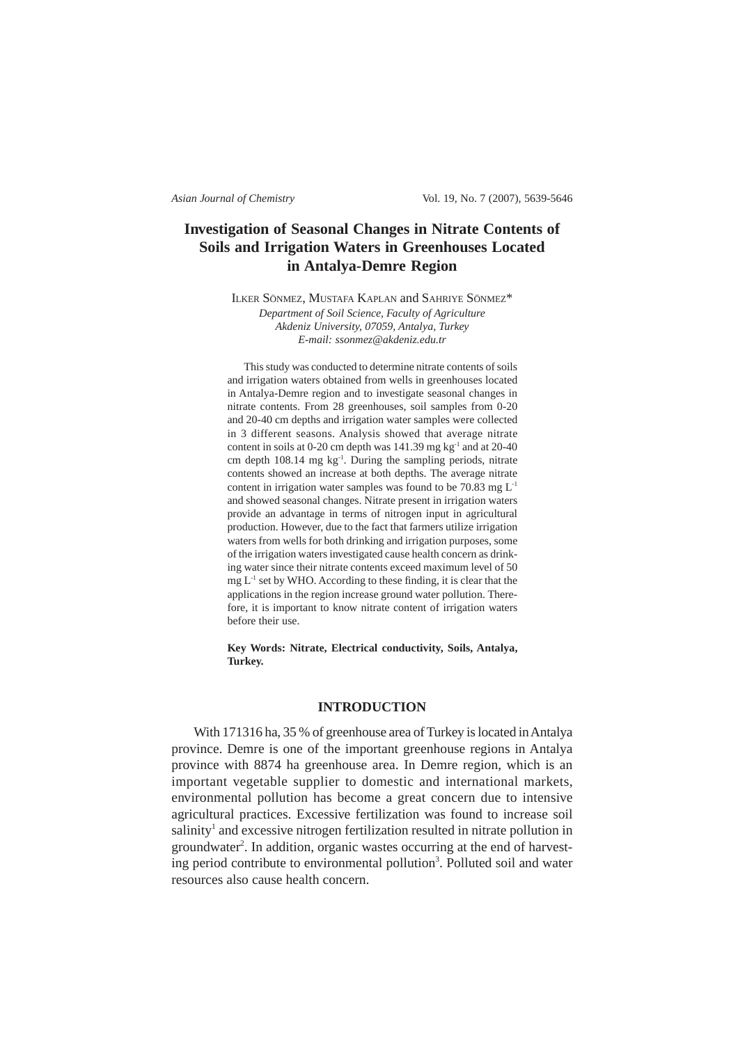# Investigation of Seasonal Changes in Nitrate Contents of Soils and Irrigation Waters in Greenhouses Located in Antalya-Demre Region

ILKER SÖNMEZ, MUSTAFA KAPLAN and SAHRIYE SÖNMEZ*

*Department of Soil Science, Faculty of Agriculture*
*Akdeniz University, 07059, Antalya, Turkey*
*E-mail: ssonmez@akdeniz.edu.tr*

This study was conducted to determine nitrate contents of soils and irrigation waters obtained from wells in greenhouses located in Antalya-Demre region and to investigate seasonal changes in nitrate contents. From 28 greenhouses, soil samples from 0-20 and 20-40 cm depths and irrigation water samples were collected in 3 different seasons. Analysis showed that average nitrate content in soils at 0-20 cm depth was 141.39 mg $kg^{-1}$ and at 20-40 cm depth 108.14 mg $kg^{-1}$. During the sampling periods, nitrate contents showed an increase at both depths. The average nitrate content in irrigation water samples was found to be 70.83 mg $L^{-1}$ and showed seasonal changes. Nitrate present in irrigation waters provide an advantage in terms of nitrogen input in agricultural production. However, due to the fact that farmers utilize irrigation waters from wells for both drinking and irrigation purposes, some of the irrigation waters investigated cause health concern as drinking water since their nitrate contents exceed maximum level of 50 mg $L^{-1}$ set by WHO. According to these finding, it is clear that the applications in the region increase ground water pollution. Therefore, it is important to know nitrate content of irrigation waters before their use.

**Key Words: Nitrate, Electrical conductivity, Soils, Antalya, Turkey.**

## INTRODUCTION

With 171316 ha, 35 % of greenhouse area of Turkey is located in Antalya province. Demre is one of the important greenhouse regions in Antalya province with 8874 ha greenhouse area. In Demre region, which is an important vegetable supplier to domestic and international markets, environmental pollution has become a great concern due to intensive agricultural practices. Excessive fertilization was found to increase soil salinity[1] and excessive nitrogen fertilization resulted in nitrate pollution in groundwater[2]. In addition, organic wastes occurring at the end of harvesting period contribute to environmental pollution[3]. Polluted soil and water resources also cause health concern.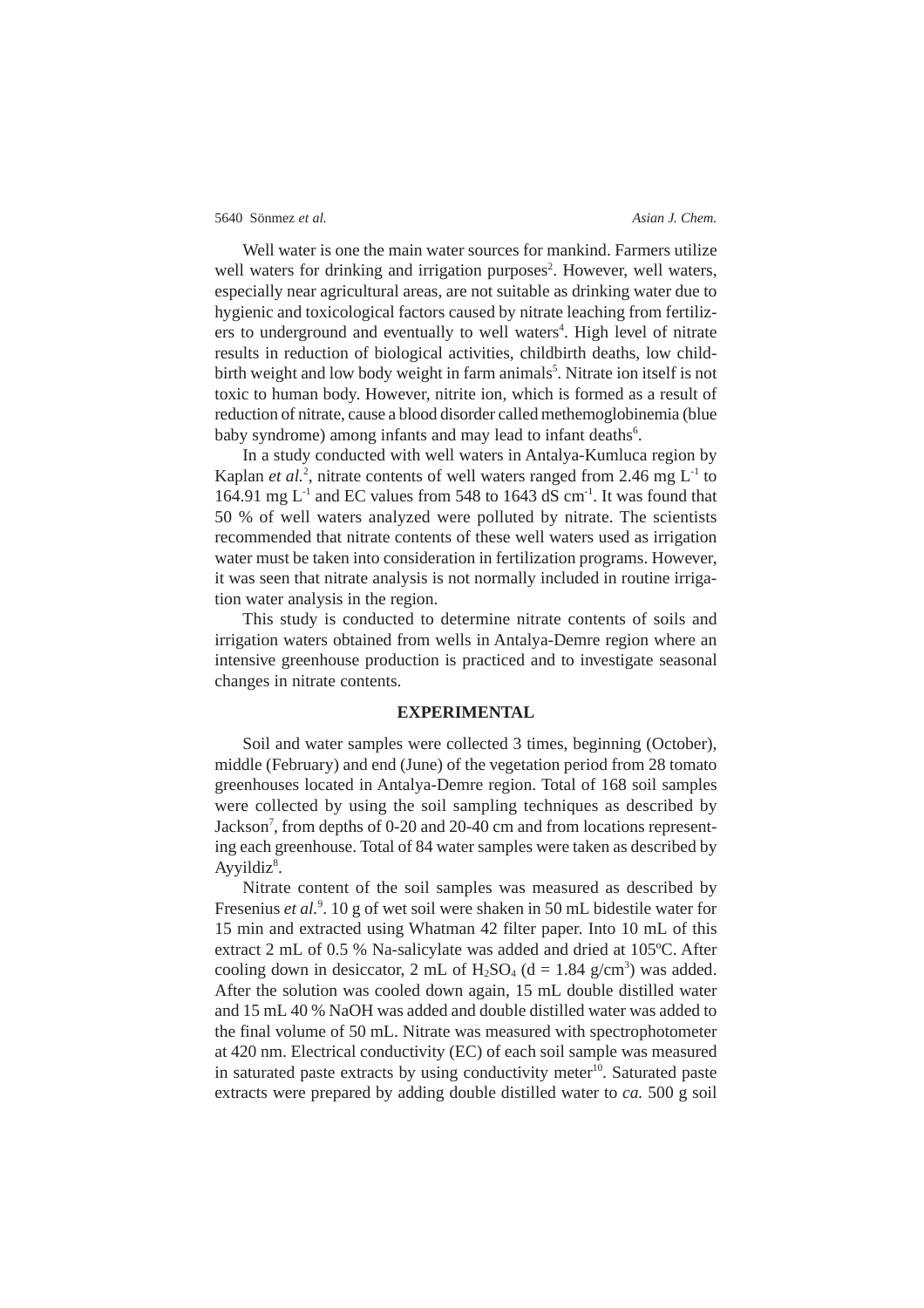Well water is one the main water sources for mankind. Farmers utilize well waters for drinking and irrigation purposes[2]. However, well waters, especially near agricultural areas, are not suitable as drinking water due to hygienic and toxicological factors caused by nitrate leaching from fertilizers to underground and eventually to well waters[4]. High level of nitrate results in reduction of biological activities, childbirth deaths, low childbirth weight and low body weight in farm animals[5]. Nitrate ion itself is not toxic to human body. However, nitrite ion, which is formed as a result of reduction of nitrate, cause a blood disorder called methemoglobinemia (blue baby syndrome) among infants and may lead to infant deaths[6].

In a study conducted with well waters in Antalya-Kumluca region by Kaplan *et al.*[2], nitrate contents of well waters ranged from 2.46 mg $L^{-1}$ to 164.91 mg $L^{-1}$ and EC values from 548 to 1643 dS $cm^{-1}$. It was found that 50 % of well waters analyzed were polluted by nitrate. The scientists recommended that nitrate contents of these well waters used as irrigation water must be taken into consideration in fertilization programs. However, it was seen that nitrate analysis is not normally included in routine irrigation water analysis in the region.

This study is conducted to determine nitrate contents of soils and irrigation waters obtained from wells in Antalya-Demre region where an intensive greenhouse production is practiced and to investigate seasonal changes in nitrate contents.

## EXPERIMENTAL

Soil and water samples were collected 3 times, beginning (October), middle (February) and end (June) of the vegetation period from 28 tomato greenhouses located in Antalya-Demre region. Total of 168 soil samples were collected by using the soil sampling techniques as described by Jackson[7], from depths of 0-20 and 20-40 cm and from locations representing each greenhouse. Total of 84 water samples were taken as described by Ayyildiz[8].

Nitrate content of the soil samples was measured as described by Fresenius *et al.*[9]. 10 g of wet soil were shaken in 50 mL bidestile water for 15 min and extracted using Whatman 42 filter paper. Into 10 mL of this extract 2 mL of 0.5 % Na-salicylate was added and dried at 105ºC. After cooling down in desiccator, 2 mL of $H_2SO_4$ (d = 1.84 g/$cm^3$) was added. After the solution was cooled down again, 15 mL double distilled water and 15 mL 40 % NaOH was added and double distilled water was added to the final volume of 50 mL. Nitrate was measured with spectrophotometer at 420 nm. Electrical conductivity (EC) of each soil sample was measured in saturated paste extracts by using conductivity meter[10]. Saturated paste extracts were prepared by adding double distilled water to *ca.* 500 g soil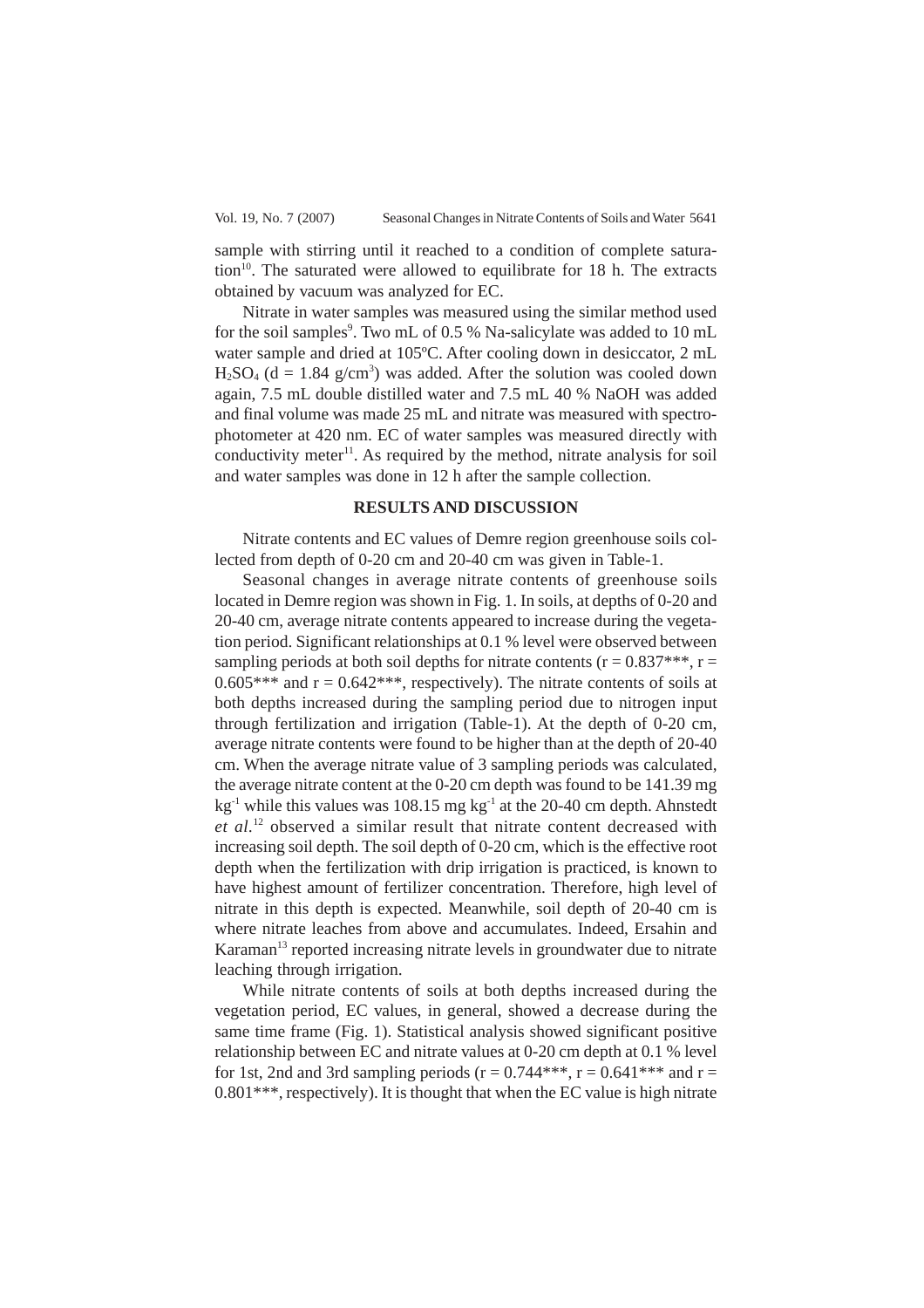sample with stirring until it reached to a condition of complete saturation[10]. The saturated were allowed to equilibrate for 18 h. The extracts obtained by vacuum was analyzed for EC.

Nitrate in water samples was measured using the similar method used for the soil samples[9]. Two mL of 0.5 % Na-salicylate was added to 10 mL water sample and dried at 105ºC. After cooling down in desiccator, 2 mL $H_2SO_4$ (d = 1.84 g/cm$^3$) was added. After the solution was cooled down again, 7.5 mL double distilled water and 7.5 mL 40 % NaOH was added and final volume was made 25 mL and nitrate was measured with spectrophotometer at 420 nm. EC of water samples was measured directly with conductivity meter[11]. As required by the method, nitrate analysis for soil and water samples was done in 12 h after the sample collection.

## RESULTS AND DISCUSSION

Nitrate contents and EC values of Demre region greenhouse soils collected from depth of 0-20 cm and 20-40 cm was given in Table-1.

Seasonal changes in average nitrate contents of greenhouse soils located in Demre region was shown in Fig. 1. In soils, at depths of 0-20 and 20-40 cm, average nitrate contents appeared to increase during the vegetation period. Significant relationships at 0.1 % level were observed between sampling periods at both soil depths for nitrate contents ($r = 0.837^{***}$, $r = 0.605^{***}$ and $r = 0.642^{***}$, respectively). The nitrate contents of soils at both depths increased during the sampling period due to nitrogen input through fertilization and irrigation (Table-1). At the depth of 0-20 cm, average nitrate contents were found to be higher than at the depth of 20-40 cm. When the average nitrate value of 3 sampling periods was calculated, the average nitrate content at the 0-20 cm depth was found to be 141.39 mg kg$^{-1}$ while this values was 108.15 mg kg$^{-1}$ at the 20-40 cm depth. Ahnstedt *et al.*[12] observed a similar result that nitrate content decreased with increasing soil depth. The soil depth of 0-20 cm, which is the effective root depth when the fertilization with drip irrigation is practiced, is known to have highest amount of fertilizer concentration. Therefore, high level of nitrate in this depth is expected. Meanwhile, soil depth of 20-40 cm is where nitrate leaches from above and accumulates. Indeed, Ersahin and Karaman[13] reported increasing nitrate levels in groundwater due to nitrate leaching through irrigation.

While nitrate contents of soils at both depths increased during the vegetation period, EC values, in general, showed a decrease during the same time frame (Fig. 1). Statistical analysis showed significant positive relationship between EC and nitrate values at 0-20 cm depth at 0.1 % level for 1st, 2nd and 3rd sampling periods ($r = 0.744^{***}$, $r = 0.641^{***}$ and $r = 0.801^{***}$, respectively). It is thought that when the EC value is high nitrate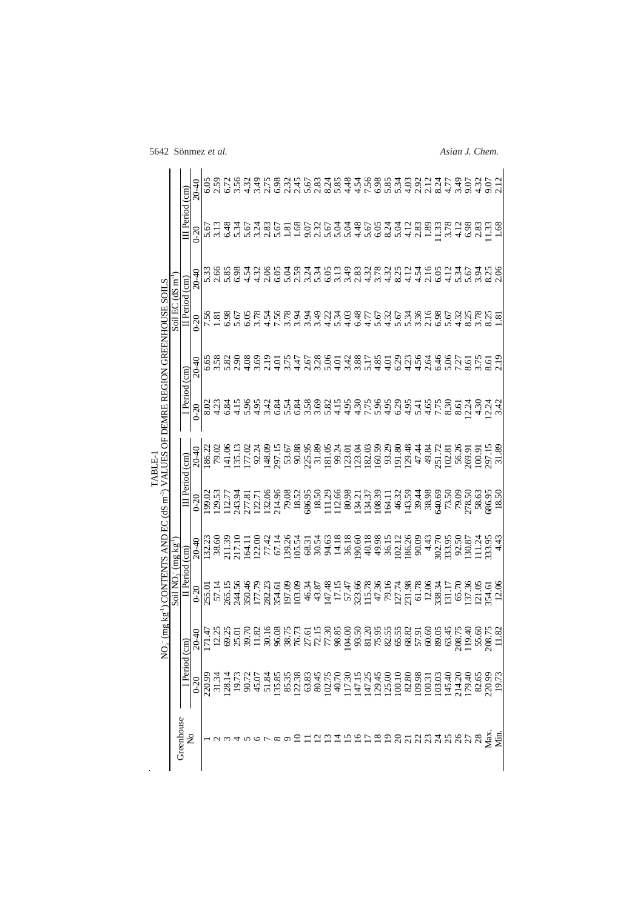TABLE-1

$NO_3^-$ (mg kg$^{-1}$) CONTENTS AND EC (dS m$^{-1}$) VALUES OF DEMRE REGION GREENHOUSE SOILS

| Greenhouse No | Soil $NO_3^-$ (mg kg$^{-1}$) | | | | | | Soil EC (dS m$^{-1}$) | | | | | |
|---|---|---|---|---|---|---|---|---|---|---|---|---|
| | I Period (cm) | | II Period (cm) | | III Period (cm) | | I Period (cm) | | II Period (cm) | | III Period (cm) | |
| | 0-20 | 20-40 | 0-20 | 20-40 | 0-20 | 20-40 | 0-20 | 20-40 | 0-20 | 20-40 | 0-20 | 20-40 |
| 1 | 220.99 | 171.47 | 255.01 | 132.23 | 199.02 | 186.22 | 8.02 | 6.65 | 7.56 | 5.33 | 5.67 | 6.05 |
| 2 | 31.34 | 12.25 | 57.14 | 38.60 | 129.53 | 79.02 | 4.23 | 3.58 | 1.81 | 2.66 | 3.13 | 2.59 |
| 3 | 128.14 | 69.25 | 265.15 | 211.39 | 112.77 | 141.06 | 6.84 | 5.82 | 6.98 | 5.85 | 6.48 | 6.72 |
| 4 | 19.73 | 25.01 | 244.56 | 217.10 | 243.94 | 135.13 | 4.15 | 2.90 | 5.67 | 6.98 | 5.34 | 3.56 |
| 5 | 90.72 | 39.70 | 350.46 | 164.11 | 277.81 | 177.02 | 5.96 | 4.08 | 6.05 | 4.54 | 5.67 | 4.32 |
| 6 | 45.07 | 11.82 | 177.79 | 122.00 | 122.71 | 92.24 | 4.95 | 3.69 | 3.78 | 4.32 | 3.24 | 3.49 |
| 7 | 51.84 | 30.16 | 282.23 | 77.42 | 132.06 | 148.09 | 3.42 | 2.19 | 4.54 | 2.06 | 2.83 | 2.75 |
| 8 | 135.85 | 96.08 | 354.61 | 67.14 | 214.96 | 297.15 | 6.84 | 4.01 | 7.56 | 6.05 | 5.67 | 6.98 |
| 9 | 85.35 | 38.75 | 197.09 | 139.26 | 79.08 | 53.67 | 5.54 | 3.75 | 3.78 | 5.04 | 1.81 | 2.32 |
| 10 | 122.38 | 76.73 | 103.09 | 105.54 | 18.52 | 90.88 | 6.84 | 4.47 | 3.94 | 2.59 | 1.68 | 2.45 |
| 11 | 63.83 | 27.61 | 46.34 | 68.31 | 686.95 | 225.95 | 3.58 | 2.67 | 3.94 | 3.24 | 9.07 | 5.67 |
| 12 | 80.45 | 72.15 | 43.87 | 30.54 | 18.50 | 31.89 | 3.69 | 3.28 | 3.49 | 5.34 | 2.32 | 2.83 |
| 13 | 102.75 | 77.30 | 147.48 | 94.63 | 111.29 | 181.05 | 5.82 | 5.06 | 4.22 | 6.05 | 5.67 | 8.24 |
| 14 | 40.70 | 98.85 | 17.15 | 14.18 | 112.66 | 99.24 | 4.15 | 4.01 | 5.34 | 3.13 | 5.04 | 5.85 |
| 15 | 117.30 | 104.00 | 57.47 | 36.18 | 80.98 | 123.01 | 4.95 | 3.42 | 4.03 | 3.49 | 5.04 | 4.48 |
| 16 | 147.15 | 93.50 | 323.66 | 190.60 | 134.21 | 123.04 | 4.30 | 3.88 | 6.48 | 2.83 | 4.48 | 4.54 |
| 17 | 147.25 | 81.20 | 115.78 | 40.18 | 134.37 | 182.03 | 7.75 | 5.17 | 4.77 | 4.32 | 5.67 | 7.56 |
| 18 | 129.45 | 75.95 | 47.36 | 49.98 | 108.39 | 160.59 | 5.96 | 4.85 | 5.67 | 3.78 | 6.05 | 6.98 |
| 19 | 125.00 | 82.55 | 79.16 | 36.15 | 164.11 | 93.29 | 4.95 | 4.01 | 4.32 | 4.32 | 8.24 | 5.85 |
| 20 | 100.10 | 65.55 | 127.74 | 102.12 | 46.32 | 191.80 | 6.29 | 6.29 | 5.67 | 8.25 | 5.04 | 5.34 |
| 21 | 82.80 | 68.82 | 231.98 | 186.26 | 143.59 | 129.48 | 4.95 | 4.23 | 5.34 | 4.12 | 4.12 | 4.03 |
| 22 | 109.98 | 57.91 | 61.78 | 90.09 | 39.44 | 47.44 | 5.41 | 4.56 | 3.36 | 4.54 | 2.83 | 2.92 |
| 23 | 100.31 | 60.60 | 12.06 | 4.43 | 38.98 | 49.84 | 4.65 | 2.64 | 2.16 | 2.16 | 1.89 | 2.12 |
| 24 | 103.03 | 89.05 | 338.34 | 302.70 | 640.69 | 251.72 | 7.75 | 6.46 | 6.98 | 6.05 | 11.33 | 8.24 |
| 25 | 145.40 | 63.45 | 131.17 | 333.95 | 73.50 | 102.81 | 8.30 | 5.06 | 5.67 | 4.12 | 3.78 | 4.77 |
| 26 | 214.20 | 208.75 | 65.70 | 92.50 | 79.09 | 56.26 | 8.61 | 7.27 | 4.32 | 5.34 | 4.12 | 3.49 |
| 27 | 179.40 | 119.40 | 137.36 | 130.87 | 278.50 | 269.91 | 12.24 | 8.61 | 8.25 | 5.67 | 6.98 | 9.07 |
| 28 | 82.65 | 55.60 | 121.05 | 111.24 | 58.63 | 100.91 | 4.30 | 3.75 | 3.78 | 3.94 | 2.83 | 4.32 |
| Max. | 220.99 | 208.75 | 354.61 | 333.95 | 686.95 | 297.15 | 12.24 | 8.61 | 8.25 | 8.25 | 11.33 | 9.07 |
| Min. | 19.73 | 11.82 | 12.06 | 4.43 | 18.50 | 31.89 | 3.42 | 2.19 | 1.81 | 2.06 | 1.68 | 2.12 |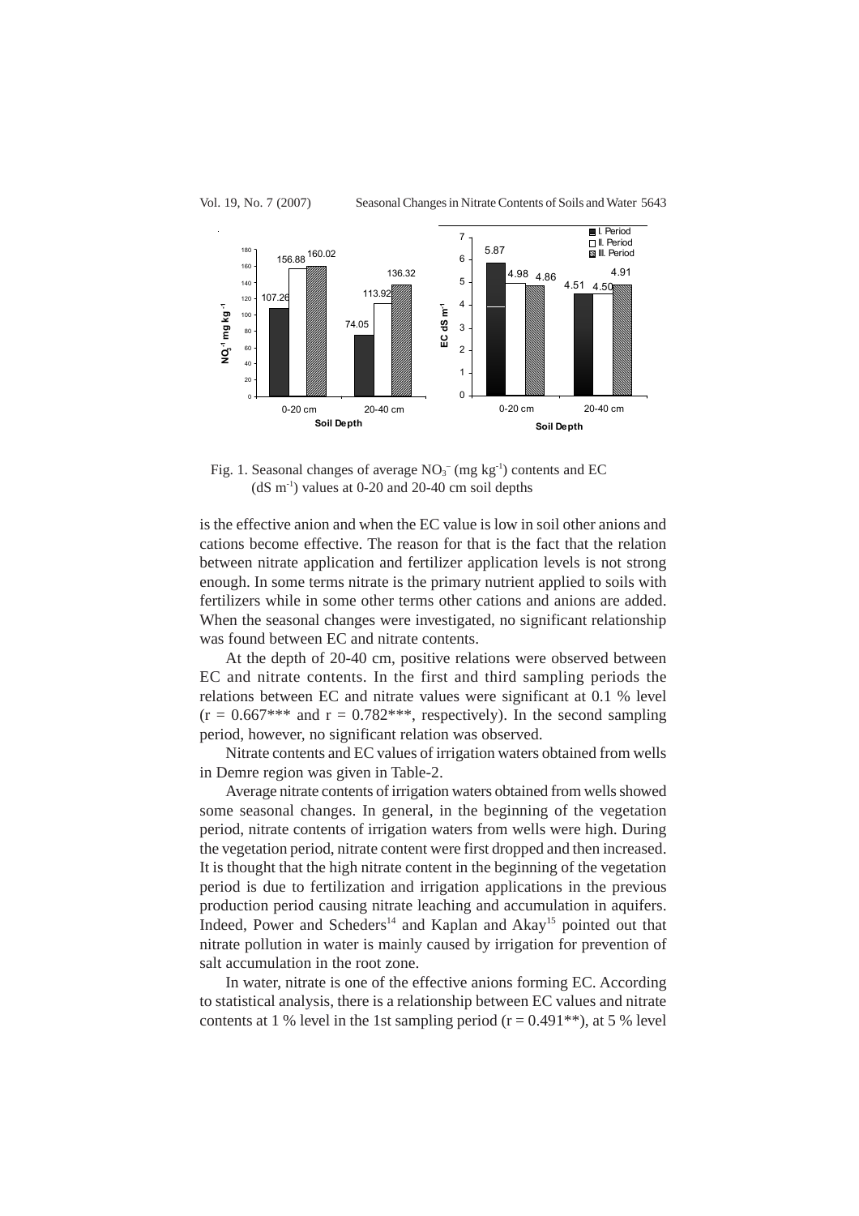Fig. 1. Seasonal changes of average $NO_3^-$ (mg $kg^{-1}$) contents and EC (dS $m^{-1}$) values at 0-20 and 20-40 cm soil depths

is the effective anion and when the EC value is low in soil other anions and cations become effective. The reason for that is the fact that the relation between nitrate application and fertilizer application levels is not strong enough. In some terms nitrate is the primary nutrient applied to soils with fertilizers while in some other terms other cations and anions are added. When the seasonal changes were investigated, no significant relationship was found between EC and nitrate contents.

At the depth of 20-40 cm, positive relations were observed between EC and nitrate contents. In the first and third sampling periods the relations between EC and nitrate values were significant at 0.1 % level ($r = 0.667$*** and $r = 0.782$***, respectively). In the second sampling period, however, no significant relation was observed.

Nitrate contents and EC values of irrigation waters obtained from wells in Demre region was given in Table-2.

Average nitrate contents of irrigation waters obtained from wells showed some seasonal changes. In general, in the beginning of the vegetation period, nitrate contents of irrigation waters from wells were high. During the vegetation period, nitrate content were first dropped and then increased. It is thought that the high nitrate content in the beginning of the vegetation period is due to fertilization and irrigation applications in the previous production period causing nitrate leaching and accumulation in aquifers. Indeed, Power and Scheders[14] and Kaplan and Akay[15] pointed out that nitrate pollution in water is mainly caused by irrigation for prevention of salt accumulation in the root zone.

In water, nitrate is one of the effective anions forming EC. According to statistical analysis, there is a relationship between EC values and nitrate contents at 1 % level in the 1st sampling period ($r = 0.491$**), at 5 % level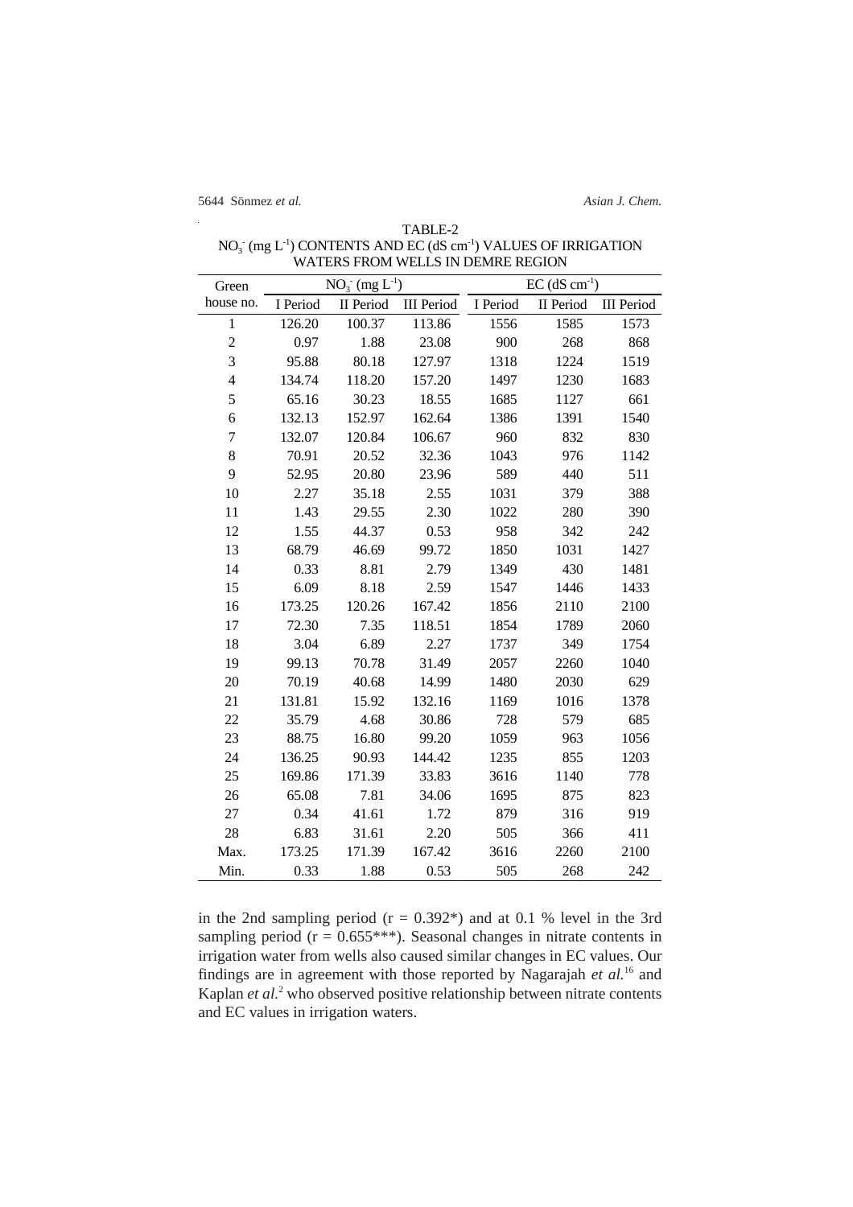TABLE-2

$NO_3^-$ (mg $L^{-1}$) CONTENTS AND EC (dS $cm^{-1}$) VALUES OF IRRIGATION WATERS FROM WELLS IN DEMRE REGION

| Green house no. | $NO_3^-$ (mg $L^{-1}$) | | | EC (dS $cm^{-1}$) | | |
|---|---|---|---|---|---|---|
| | I Period | II Period | III Period | I Period | II Period | III Period |
| 1 | 126.20 | 100.37 | 113.86 | 1556 | 1585 | 1573 |
| 2 | 0.97 | 1.88 | 23.08 | 900 | 268 | 868 |
| 3 | 95.88 | 80.18 | 127.97 | 1318 | 1224 | 1519 |
| 4 | 134.74 | 118.20 | 157.20 | 1497 | 1230 | 1683 |
| 5 | 65.16 | 30.23 | 18.55 | 1685 | 1127 | 661 |
| 6 | 132.13 | 152.97 | 162.64 | 1386 | 1391 | 1540 |
| 7 | 132.07 | 120.84 | 106.67 | 960 | 832 | 830 |
| 8 | 70.91 | 20.52 | 32.36 | 1043 | 976 | 1142 |
| 9 | 52.95 | 20.80 | 23.96 | 589 | 440 | 511 |
| 10 | 2.27 | 35.18 | 2.55 | 1031 | 379 | 388 |
| 11 | 1.43 | 29.55 | 2.30 | 1022 | 280 | 390 |
| 12 | 1.55 | 44.37 | 0.53 | 958 | 342 | 242 |
| 13 | 68.79 | 46.69 | 99.72 | 1850 | 1031 | 1427 |
| 14 | 0.33 | 8.81 | 2.79 | 1349 | 430 | 1481 |
| 15 | 6.09 | 8.18 | 2.59 | 1547 | 1446 | 1433 |
| 16 | 173.25 | 120.26 | 167.42 | 1856 | 2110 | 2100 |
| 17 | 72.30 | 7.35 | 118.51 | 1854 | 1789 | 2060 |
| 18 | 3.04 | 6.89 | 2.27 | 1737 | 349 | 1754 |
| 19 | 99.13 | 70.78 | 31.49 | 2057 | 2260 | 1040 |
| 20 | 70.19 | 40.68 | 14.99 | 1480 | 2030 | 629 |
| 21 | 131.81 | 15.92 | 132.16 | 1169 | 1016 | 1378 |
| 22 | 35.79 | 4.68 | 30.86 | 728 | 579 | 685 |
| 23 | 88.75 | 16.80 | 99.20 | 1059 | 963 | 1056 |
| 24 | 136.25 | 90.93 | 144.42 | 1235 | 855 | 1203 |
| 25 | 169.86 | 171.39 | 33.83 | 3616 | 1140 | 778 |
| 26 | 65.08 | 7.81 | 34.06 | 1695 | 875 | 823 |
| 27 | 0.34 | 41.61 | 1.72 | 879 | 316 | 919 |
| 28 | 6.83 | 31.61 | 2.20 | 505 | 366 | 411 |
| Max. | 173.25 | 171.39 | 167.42 | 3616 | 2260 | 2100 |
| Min. | 0.33 | 1.88 | 0.53 | 505 | 268 | 242 |

in the 2nd sampling period (r = 0.392*) and at 0.1 % level in the 3rd sampling period (r = 0.655***). Seasonal changes in nitrate contents in irrigation water from wells also caused similar changes in EC values. Our findings are in agreement with those reported by Nagarajah *et al.*[16] and Kaplan *et al.*[2] who observed positive relationship between nitrate contents and EC values in irrigation waters.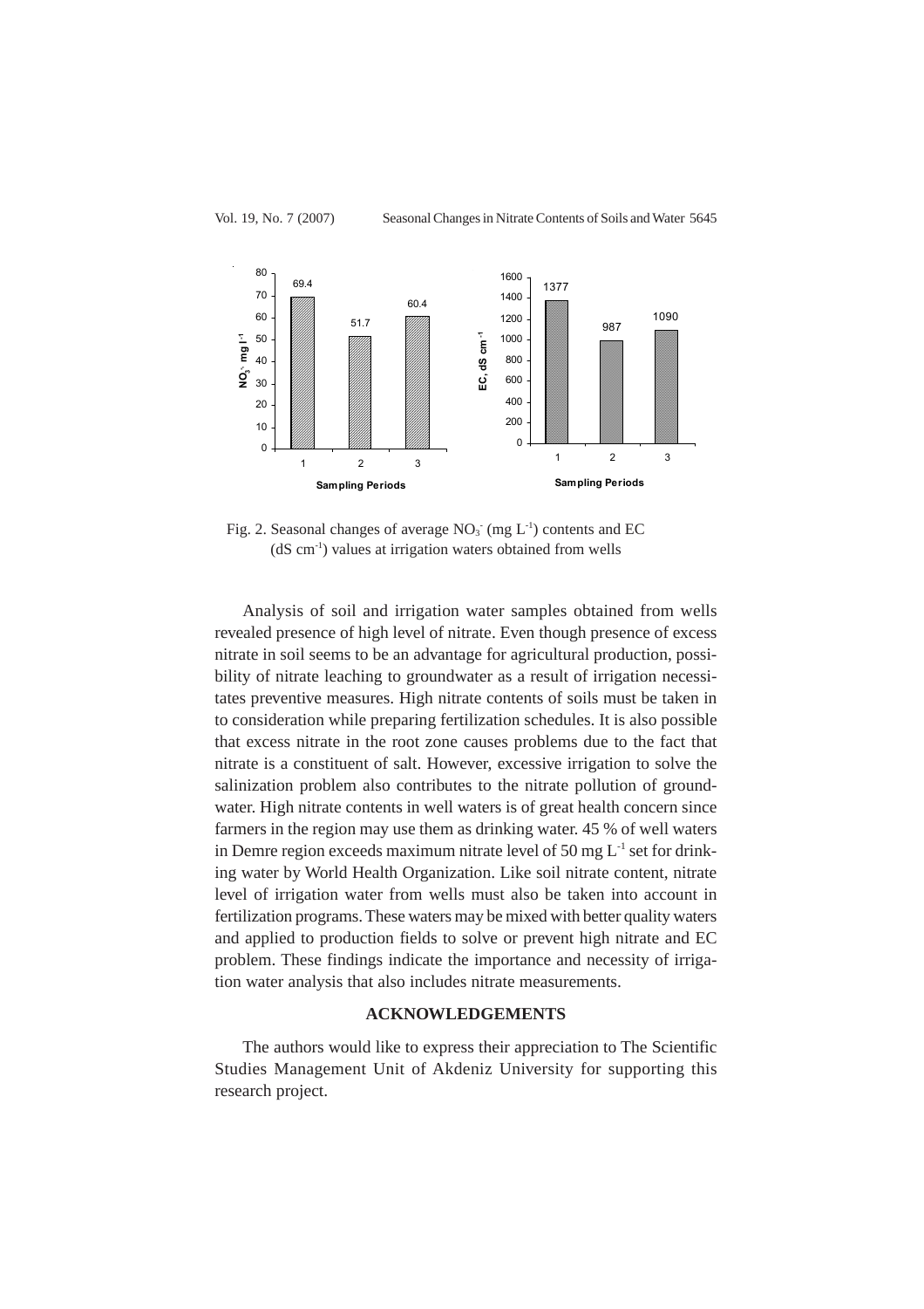Fig. 2. Seasonal changes of average $NO_3^-$ (mg $L^{-1}$) contents and EC (dS $cm^{-1}$) values at irrigation waters obtained from wells

Analysis of soil and irrigation water samples obtained from wells revealed presence of high level of nitrate. Even though presence of excess nitrate in soil seems to be an advantage for agricultural production, possibility of nitrate leaching to groundwater as a result of irrigation necessitates preventive measures. High nitrate contents of soils must be taken in to consideration while preparing fertilization schedules. It is also possible that excess nitrate in the root zone causes problems due to the fact that nitrate is a constituent of salt. However, excessive irrigation to solve the salinization problem also contributes to the nitrate pollution of groundwater. High nitrate contents in well waters is of great health concern since farmers in the region may use them as drinking water. 45 % of well waters in Demre region exceeds maximum nitrate level of 50 mg $L^{-1}$ set for drinking water by World Health Organization. Like soil nitrate content, nitrate level of irrigation water from wells must also be taken into account in fertilization programs. These waters may be mixed with better quality waters and applied to production fields to solve or prevent high nitrate and EC problem. These findings indicate the importance and necessity of irrigation water analysis that also includes nitrate measurements.

## ACKNOWLEDGEMENTS

The authors would like to express their appreciation to The Scientific Studies Management Unit of Akdeniz University for supporting this research project.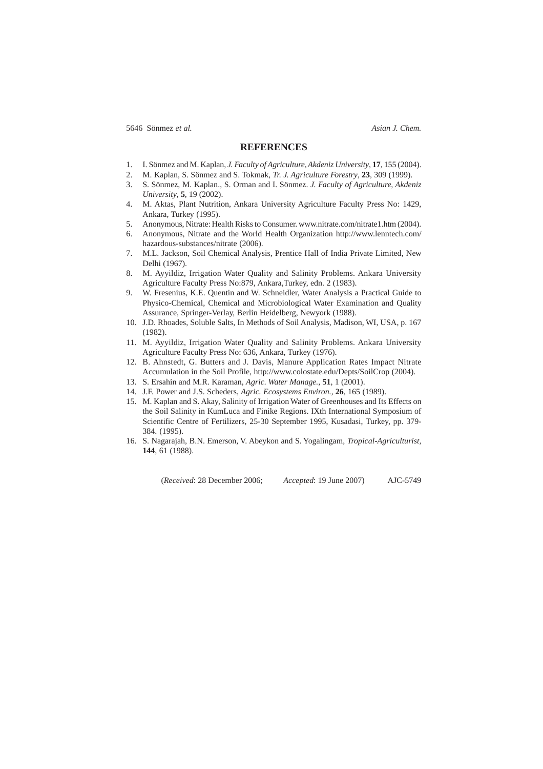## REFERENCES

1. I. Sönmez and M. Kaplan, *J. Faculty of Agriculture, Akdeniz University*, **17**, 155 (2004).
2. M. Kaplan, S. Sönmez and S. Tokmak, *Tr. J. Agriculture Forestry*, **23**, 309 (1999).
3. S. Sönmez, M. Kaplan., S. Orman and I. Sönmez. *J. Faculty of Agriculture, Akdeniz University*, **5**, 19 (2002).
4. M. Aktas, Plant Nutrition, Ankara University Agriculture Faculty Press No: 1429, Ankara, Turkey (1995).
5. Anonymous, Nitrate: Health Risks to Consumer. www.nitrate.com/nitrate1.htm (2004).
6. Anonymous, Nitrate and the World Health Organization http://www.lenntech.com/hazardous-substances/nitrate (2006).
7. M.L. Jackson, Soil Chemical Analysis, Prentice Hall of India Private Limited, New Delhi (1967).
8. M. Ayyildiz, Irrigation Water Quality and Salinity Problems. Ankara University Agriculture Faculty Press No:879, Ankara,Turkey, edn. 2 (1983).
9. W. Fresenius, K.E. Quentin and W. Schneidler, Water Analysis a Practical Guide to Physico-Chemical, Chemical and Microbiological Water Examination and Quality Assurance, Springer-Verlay, Berlin Heidelberg, Newyork (1988).
10. J.D. Rhoades, Soluble Salts, In Methods of Soil Analysis, Madison, WI, USA, p. 167 (1982).
11. M. Ayyildiz, Irrigation Water Quality and Salinity Problems. Ankara University Agriculture Faculty Press No: 636, Ankara, Turkey (1976).
12. B. Ahnstedt, G. Butters and J. Davis, Manure Application Rates Impact Nitrate Accumulation in the Soil Profile, http://www.colostate.edu/Depts/SoilCrop (2004).
13. S. Ersahin and M.R. Karaman, *Agric. Water Manage.*, **51**, 1 (2001).
14. J.F. Power and J.S. Scheders, *Agric. Ecosystems Environ.*, **26**, 165 (1989).
15. M. Kaplan and S. Akay, Salinity of Irrigation Water of Greenhouses and Its Effects on the Soil Salinity in KumLuca and Finike Regions. IXth International Symposium of Scientific Centre of Fertilizers, 25-30 September 1995, Kusadasi, Turkey, pp. 379-384. (1995).
16. S. Nagarajah, B.N. Emerson, V. Abeykon and S. Yogalingam, *Tropical-Agriculturist*, **144**, 61 (1988).

(*Received*: 28 December 2006; *Accepted*: 19 June 2007) AJC-5749